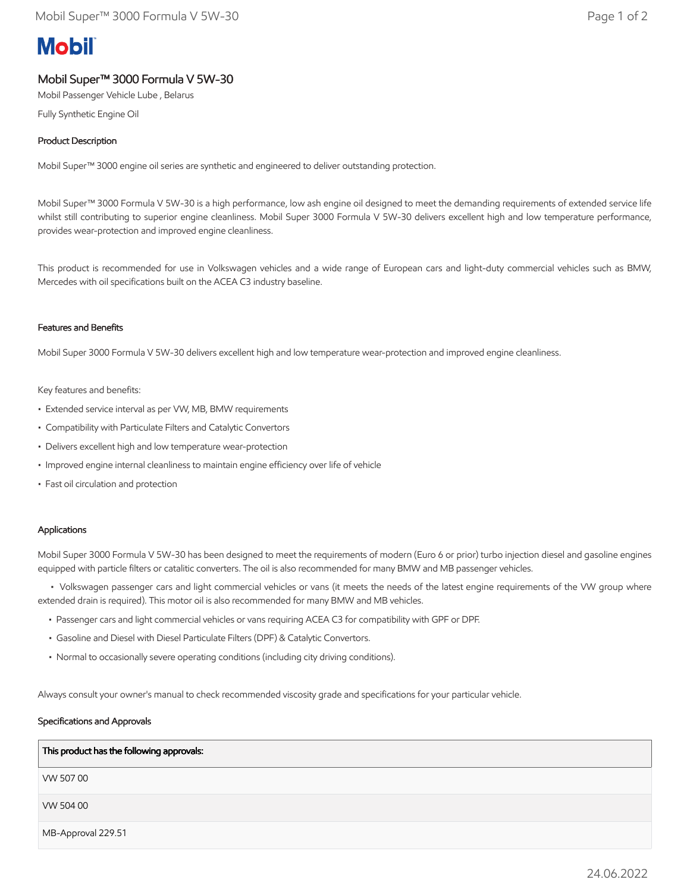# Mobil

## Mobil Super™ 3000 Formula V 5W-30

Mobil Passenger Vehicle Lube , Belarus

Fully Synthetic Engine Oil

### Product Description

Mobil Super™ 3000 engine oil series are synthetic and engineered to deliver outstanding protection.

Mobil Super™ 3000 Formula V 5W-30 is a high performance, low ash engine oil designed to meet the demanding requirements of extended service life whilst still contributing to superior engine cleanliness. Mobil Super 3000 Formula V 5W-30 delivers excellent high and low temperature performance, provides wear-protection and improved engine cleanliness.

This product is recommended for use in Volkswagen vehicles and a wide range of European cars and light-duty commercial vehicles such as BMW, Mercedes with oil specifications built on the ACEA C3 industry baseline.

### Features and Benefits

Mobil Super 3000 Formula V 5W-30 delivers excellent high and low temperature wear-protection and improved engine cleanliness.

Key features and benefits:

- Extended service interval as per VW, MB, BMW requirements
- Compatibility with Particulate Filters and Catalytic Convertors
- Delivers excellent high and low temperature wear-protection
- Improved engine internal cleanliness to maintain engine efficiency over life of vehicle
- Fast oil circulation and protection

### Applications

Mobil Super 3000 Formula V 5W-30 has been designed to meet the requirements of modern (Euro 6 or prior) turbo injection diesel and gasoline engines equipped with particle filters or catalitic converters. The oil is also recommended for many BMW and MB passenger vehicles.

- Volkswagen passenger cars and light commercial vehicles or vans (it meets the needs of the latest engine requirements of the VW group where extended drain is required). This motor oil is also recommended for many BMW and MB vehicles.
- Passenger cars and light commercial vehicles or vans requiring ACEA C3 for compatibility with GPF or DPF.
- Gasoline and Diesel with Diesel Particulate Filters (DPF) & Catalytic Convertors.
- Normal to occasionally severe operating conditions (including city driving conditions).

Always consult your owner's manual to check recommended viscosity grade and specifications for your particular vehicle.

### Specifications and Approvals

| This product has the following approvals: |
|---|
| VW 507 00 |
| VW 504 00 |
| MB-Approval 229.51 |

24.06.2022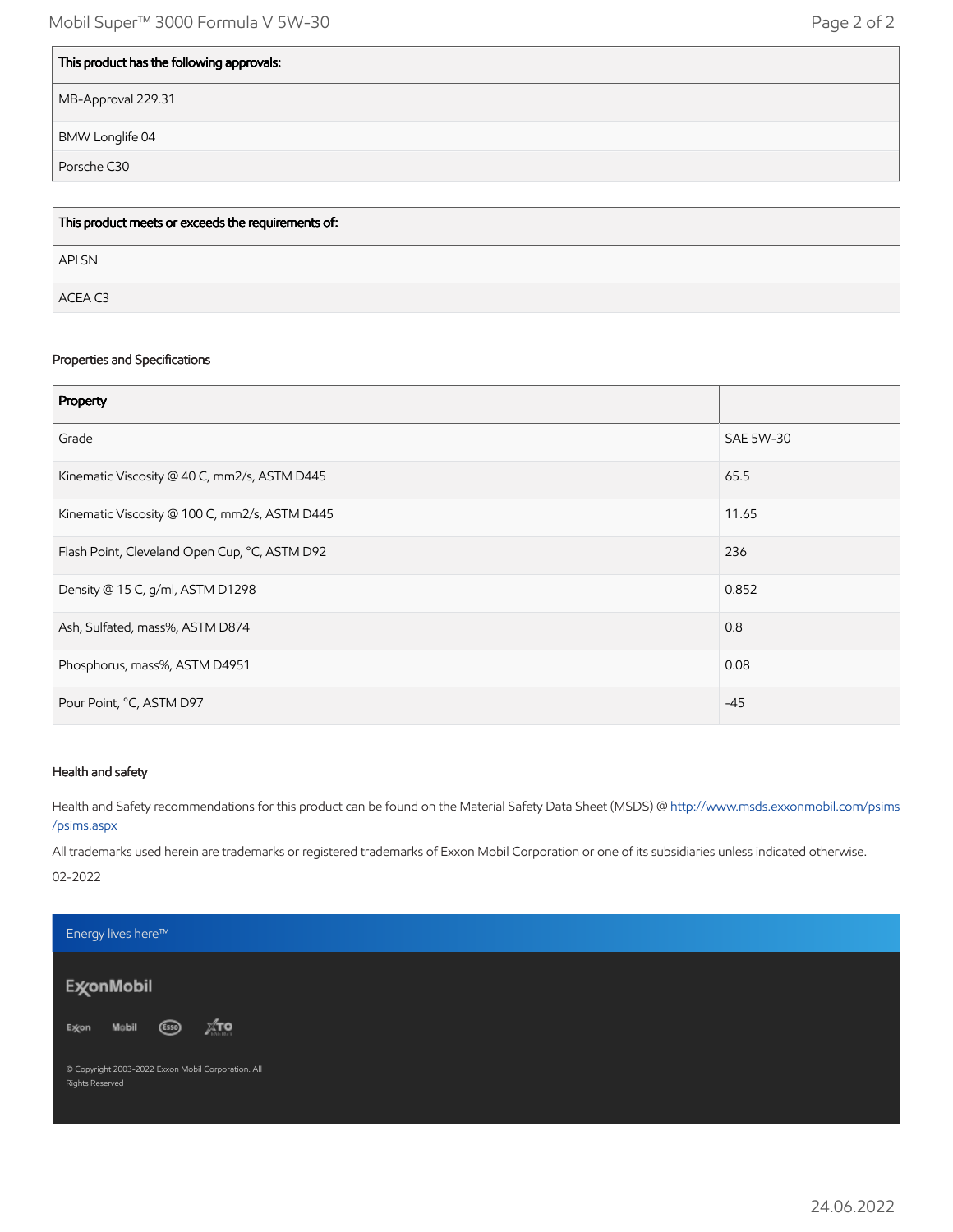| This product has the following approvals: |
| --- |
| MB-Approval 229.31 |
| BMW Longlife 04 |
| Porsche C30 |

| This product meets or exceeds the requirements of: |
| --- |
| API SN |
| ACEA C3 |

### Properties and Specifications

| Property | |
| --- | --- |
| Grade | SAE 5W-30 |
| Kinematic Viscosity @ 40 C, mm2/s, ASTM D445 | 65.5 |
| Kinematic Viscosity @ 100 C, mm2/s, ASTM D445 | 11.65 |
| Flash Point, Cleveland Open Cup, °C, ASTM D92 | 236 |
| Density @ 15 C, g/ml, ASTM D1298 | 0.852 |
| Ash, Sulfated, mass%, ASTM D874 | 0.8 |
| Phosphorus, mass%, ASTM D4951 | 0.08 |
| Pour Point, °C, ASTM D97 | -45 |

### Health and safety

Health and Safety recommendations for this product can be found on the Material Safety Data Sheet (MSDS) @ http://www.msds.exxonmobil.com/psims/psims.aspx

All trademarks used herein are trademarks or registered trademarks of Exxon Mobil Corporation or one of its subsidiaries unless indicated otherwise.

02-2022

Energy lives here™

ExxonMobil

Exxon Mobil Esso XTO

© Copyright 2003-2022 Exxon Mobil Corporation. All Rights Reserved

24.06.2022